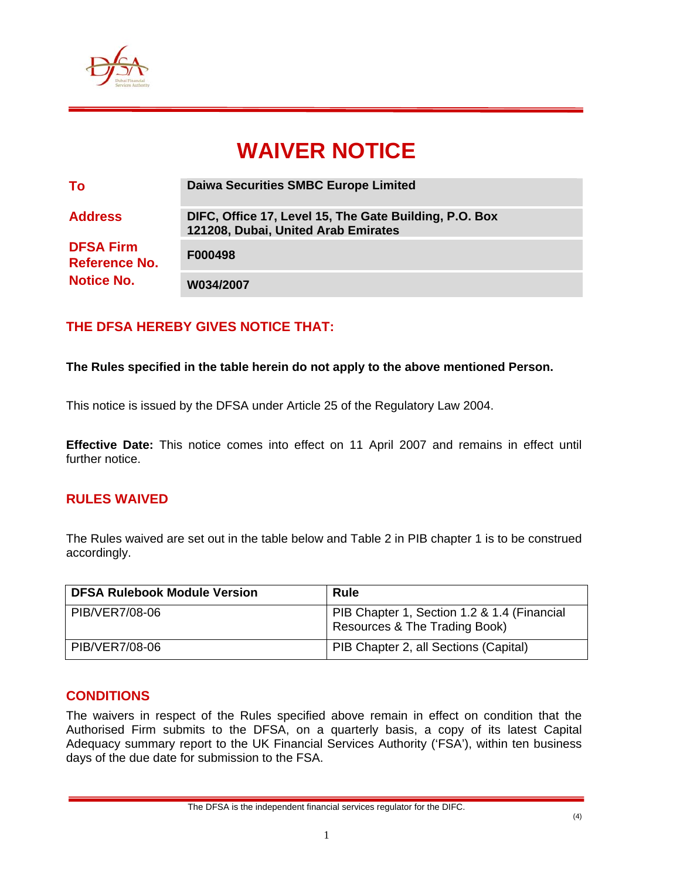# WAIVER NOTICE

| | |
|---|---|
| **To** | **Daiwa Securities SMBC Europe Limited** |
| **Address** | **DIFC, Office 17, Level 15, The Gate Building, P.O. Box 121208, Dubai, United Arab Emirates** |
| **DFSA Firm Reference No.** | **F000498** |
| **Notice No.** | **W034/2007** |

## THE DFSA HEREBY GIVES NOTICE THAT:

**The Rules specified in the table herein do not apply to the above mentioned Person.**

This notice is issued by the DFSA under Article 25 of the Regulatory Law 2004.

**Effective Date:** This notice comes into effect on 11 April 2007 and remains in effect until further notice.

## RULES WAIVED

The Rules waived are set out in the table below and Table 2 in PIB chapter 1 is to be construed accordingly.

| DFSA Rulebook Module Version | Rule |
|---|---|
| PIB/VER7/08-06 | PIB Chapter 1, Section 1.2 & 1.4 (Financial Resources & The Trading Book) |
| PIB/VER7/08-06 | PIB Chapter 2, all Sections (Capital) |

## CONDITIONS

The waivers in respect of the Rules specified above remain in effect on condition that the Authorised Firm submits to the DFSA, on a quarterly basis, a copy of its latest Capital Adequacy summary report to the UK Financial Services Authority ('FSA'), within ten business days of the due date for submission to the FSA.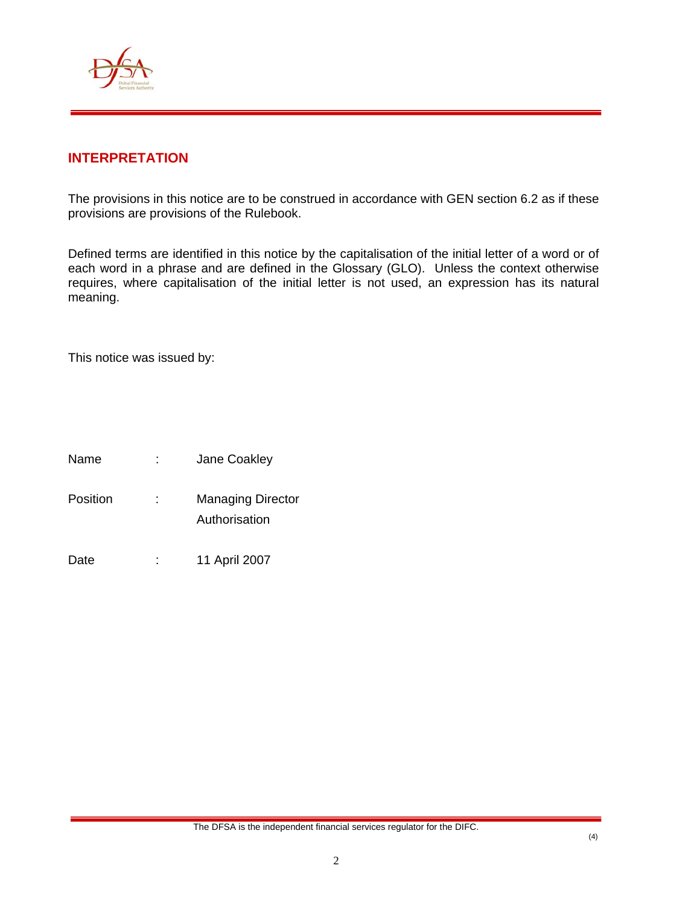## INTERPRETATION

The provisions in this notice are to be construed in accordance with GEN section 6.2 as if these provisions are provisions of the Rulebook.

Defined terms are identified in this notice by the capitalisation of the initial letter of a word or of each word in a phrase and are defined in the Glossary (GLO). Unless the context otherwise requires, where capitalisation of the initial letter is not used, an expression has its natural meaning.

This notice was issued by:

| | | |
|---|---|---|
| Name | : | Jane Coakley |
| Position | : | Managing Director Authorisation |
| Date | : | 11 April 2007 |

The DFSA is the independent financial services regulator for the DIFC.

(4)